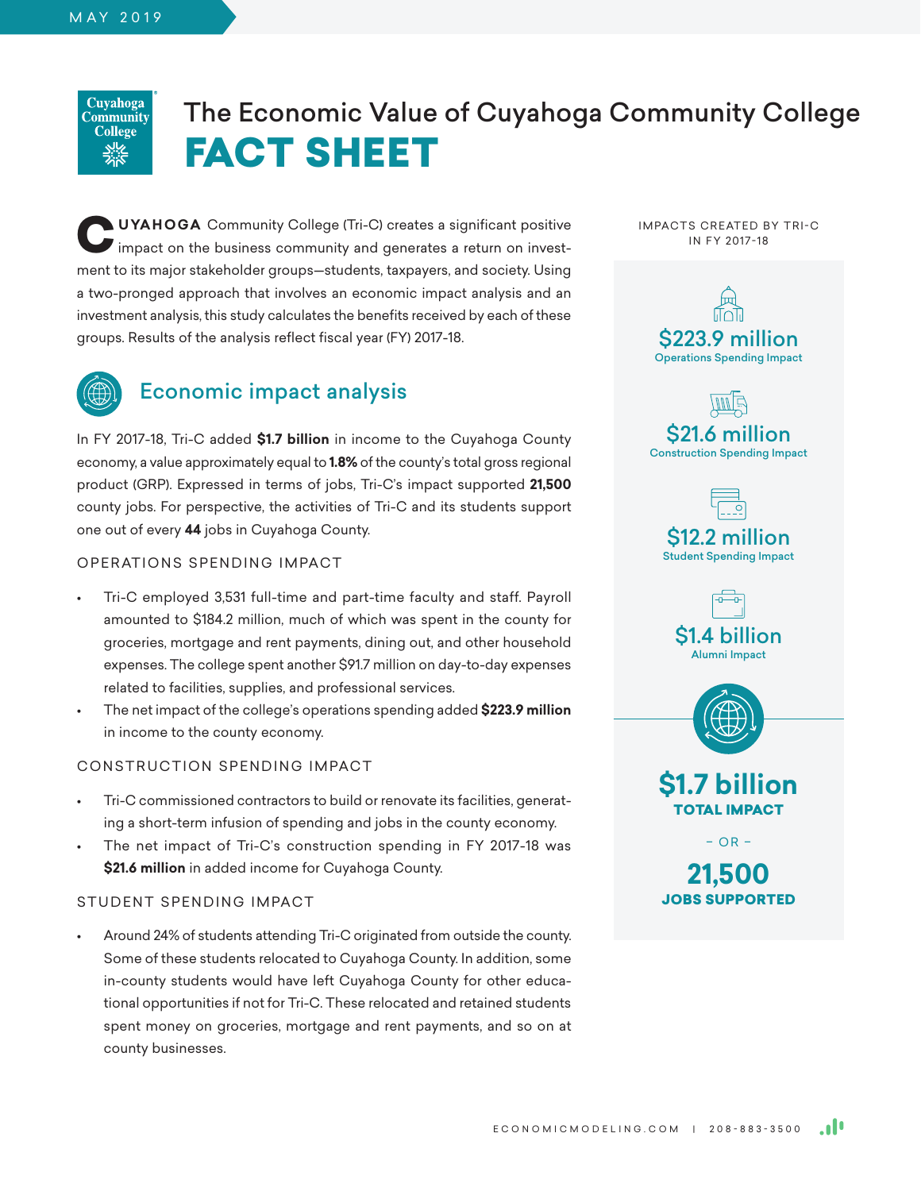MAY 2019

# The Economic Value of Cuyahoga Community College

# FACT SHEET

CUYAHOGA Community College (Tri-C) creates a significant positive impact on the business community and generates a return on investment to its major stakeholder groups—students, taxpayers, and society. Using a two-pronged approach that involves an economic impact analysis and an investment analysis, this study calculates the benefits received by each of these groups. Results of the analysis reflect fiscal year (FY) 2017-18.

IMPACTS CREATED BY TRI-C IN FY 2017-18

**$223.9 million**
Operations Spending Impact

**$21.6 million**
Construction Spending Impact

**$12.2 million**
Student Spending Impact

**$1.4 billion**
Alumni Impact

**$1.7 billion**
**TOTAL IMPACT**

– OR –

**21,500**
**JOBS SUPPORTED**

## Economic impact analysis

In FY 2017-18, Tri-C added **$1.7 billion** in income to the Cuyahoga County economy, a value approximately equal to **1.8%** of the county's total gross regional product (GRP). Expressed in terms of jobs, Tri-C's impact supported **21,500** county jobs. For perspective, the activities of Tri-C and its students support one out of every **44** jobs in Cuyahoga County.

### OPERATIONS SPENDING IMPACT

- Tri-C employed 3,531 full-time and part-time faculty and staff. Payroll amounted to $184.2 million, much of which was spent in the county for groceries, mortgage and rent payments, dining out, and other household expenses. The college spent another $91.7 million on day-to-day expenses related to facilities, supplies, and professional services.
- The net impact of the college's operations spending added **$223.9 million** in income to the county economy.

### CONSTRUCTION SPENDING IMPACT

- Tri-C commissioned contractors to build or renovate its facilities, generating a short-term infusion of spending and jobs in the county economy.
- The net impact of Tri-C's construction spending in FY 2017-18 was **$21.6 million** in added income for Cuyahoga County.

### STUDENT SPENDING IMPACT

- Around 24% of students attending Tri-C originated from outside the county. Some of these students relocated to Cuyahoga County. In addition, some in-county students would have left Cuyahoga County for other educational opportunities if not for Tri-C. These relocated and retained students spent money on groceries, mortgage and rent payments, and so on at county businesses.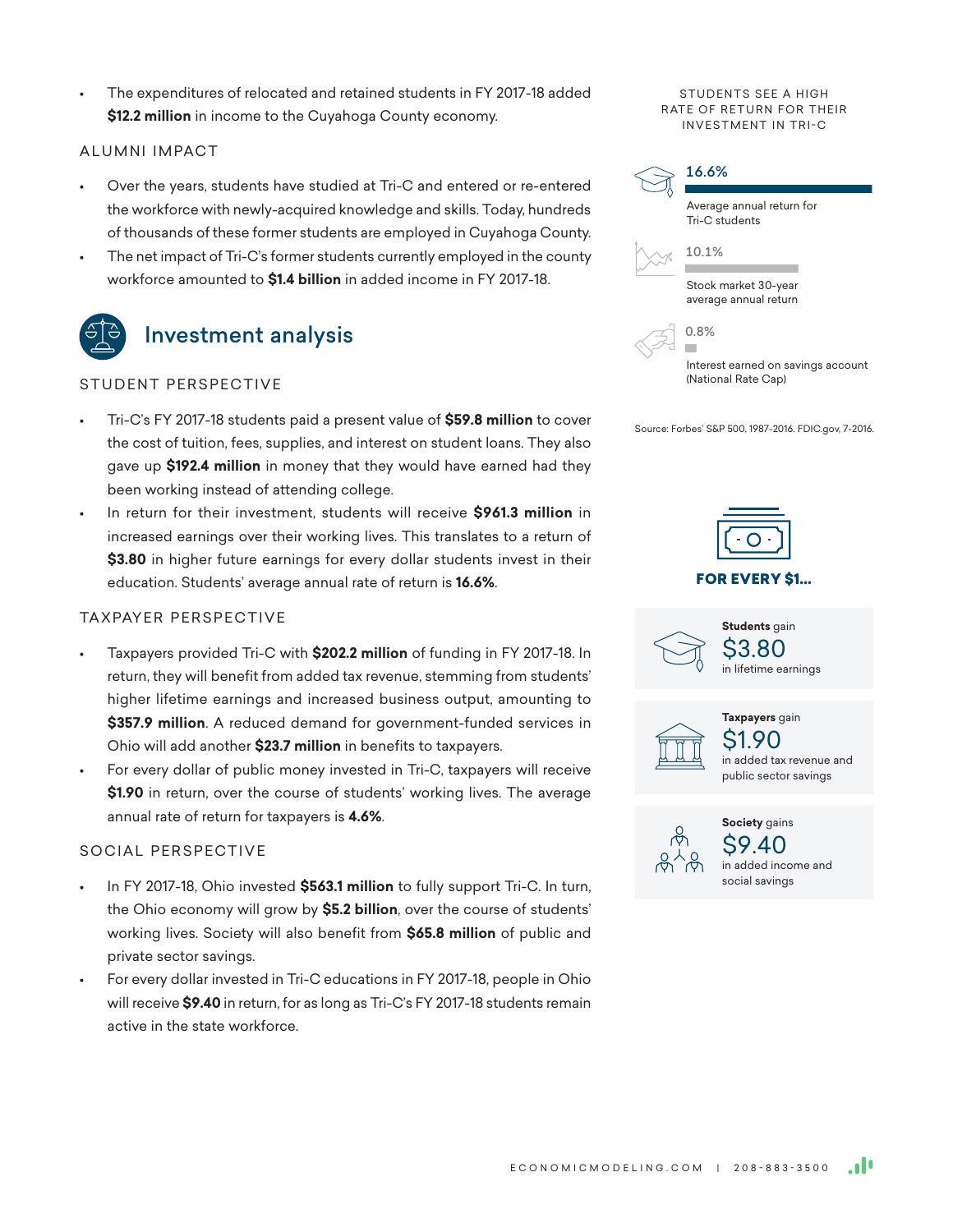- The expenditures of relocated and retained students in FY 2017-18 added **$12.2 million** in income to the Cuyahoga County economy.

### ALUMNI IMPACT

- Over the years, students have studied at Tri-C and entered or re-entered the workforce with newly-acquired knowledge and skills. Today, hundreds of thousands of these former students are employed in Cuyahoga County.
- The net impact of Tri-C's former students currently employed in the county workforce amounted to **$1.4 billion** in added income in FY 2017-18.

## Investment analysis

### STUDENT PERSPECTIVE

- Tri-C's FY 2017-18 students paid a present value of **$59.8 million** to cover the cost of tuition, fees, supplies, and interest on student loans. They also gave up **$192.4 million** in money that they would have earned had they been working instead of attending college.
- In return for their investment, students will receive **$961.3 million** in increased earnings over their working lives. This translates to a return of **$3.80** in higher future earnings for every dollar students invest in their education. Students' average annual rate of return is **16.6%**.

### TAXPAYER PERSPECTIVE

- Taxpayers provided Tri-C with **$202.2 million** of funding in FY 2017-18. In return, they will benefit from added tax revenue, stemming from students' higher lifetime earnings and increased business output, amounting to **$357.9 million**. A reduced demand for government-funded services in Ohio will add another **$23.7 million** in benefits to taxpayers.
- For every dollar of public money invested in Tri-C, taxpayers will receive **$1.90** in return, over the course of students' working lives. The average annual rate of return for taxpayers is **4.6%**.

### SOCIAL PERSPECTIVE

- In FY 2017-18, Ohio invested **$563.1 million** to fully support Tri-C. In turn, the Ohio economy will grow by **$5.2 billion**, over the course of students' working lives. Society will also benefit from **$65.8 million** of public and private sector savings.
- For every dollar invested in Tri-C educations in FY 2017-18, people in Ohio will receive **$9.40** in return, for as long as Tri-C's FY 2017-18 students remain active in the state workforce.

STUDENTS SEE A HIGH RATE OF RETURN FOR THEIR INVESTMENT IN TRI-C

16.6%
Average annual return for Tri-C students

10.1%
Stock market 30-year average annual return

0.8%
Interest earned on savings account (National Rate Cap)

Source: Forbes' S&P 500, 1987-2016. FDIC.gov, 7-2016.

**FOR EVERY $1...**

**Students** gain
$3.80
in lifetime earnings

**Taxpayers** gain
$1.90
in added tax revenue and public sector savings

**Society** gains
$9.40
in added income and social savings